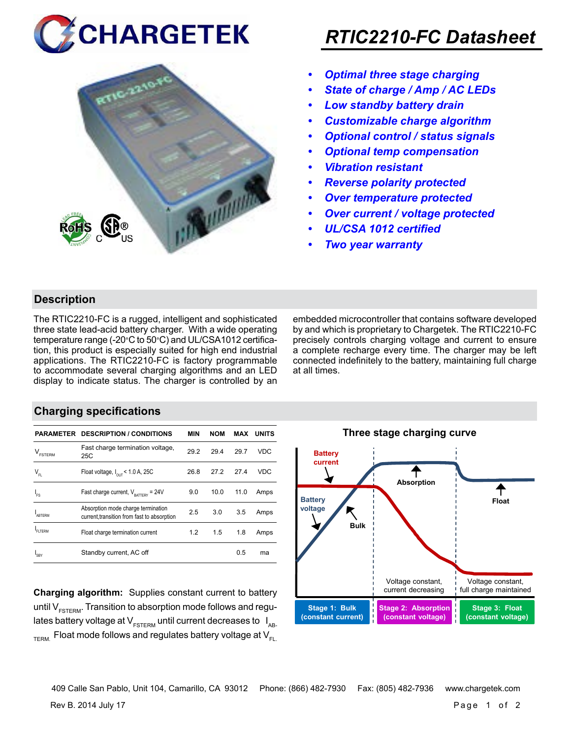# RTIC2210-FC Datasheet

- *Optimal three stage charging*
- *State of charge / Amp / AC LEDs*
- *Low standby battery drain*
- *Customizable charge algorithm*
- *Optional control / status signals*
- *Optional temp compensation*
- *Vibration resistant*
- *Reverse polarity protected*
- *Over temperature protected*
- *Over current / voltage protected*
- *UL/CSA 1012 certified*
- *Two year warranty*

## Description

The RTIC2210-FC is a rugged, intelligent and sophisticated three state lead-acid battery charger. With a wide operating temperature range (-20°C to 50°C) and UL/CSA1012 certification, this product is especially suited for high end industrial applications. The RTIC2210-FC is factory programmable to accommodate several charging algorithms and an LED display to indicate status. The charger is controlled by an embedded microcontroller that contains software developed by and which is proprietary to Chargetek. The RTIC2210-FC precisely controls charging voltage and current to ensure a complete recharge every time. The charger may be left connected indefinitely to the battery, maintaining full charge at all times.

## Charging specifications

| PARAMETER | DESCRIPTION / CONDITIONS | MIN | NOM | MAX | UNITS |
|---|---|---|---|---|---|
| $V_{FSTERM}$ | Fast charge termination voltage, 25C | 29.2 | 29.4 | 29.7 | VDC |
| $V_{FL}$ | Float voltage, $I_{OUT}$ < 1.0 A, 25C | 26.8 | 27.2 | 27.4 | VDC |
| $I_{FS}$ | Fast charge current, $V_{BATTERY}$ = 24V | 9.0 | 10.0 | 11.0 | Amps |
| $I_{ABTERM}$ | Absorption mode charge termination current,transition from fast to absorption | 2.5 | 3.0 | 3.5 | Amps |
| $I_{FLTERM}$ | Float charge termination current | 1.2 | 1.5 | 1.8 | Amps |
| $I_{SBY}$ | Standby current, AC off | | | 0.5 | ma |

**Charging algorithm:** Supplies constant current to battery until $V_{FSTERM}$. Transition to absorption mode follows and regulates battery voltage at $V_{FSTERM}$ until current decreases to $I_{AB-TERM}$. Float mode follows and regulates battery voltage at $V_{FL}$.

**Three stage charging curve**

Battery current; Battery voltage; Bulk; Absorption; Float

Voltage constant, current decreasing | Voltage constant, full charge maintained

Stage 1: Bulk (constant current) | Stage 2: Absorption (constant voltage) | Stage 3: Float (constant voltage)

409 Calle San Pablo, Unit 104, Camarillo, CA 93012 Phone: (866) 482-7930 Fax: (805) 482-7936 www.chargetek.com

Rev B. 2014 July 17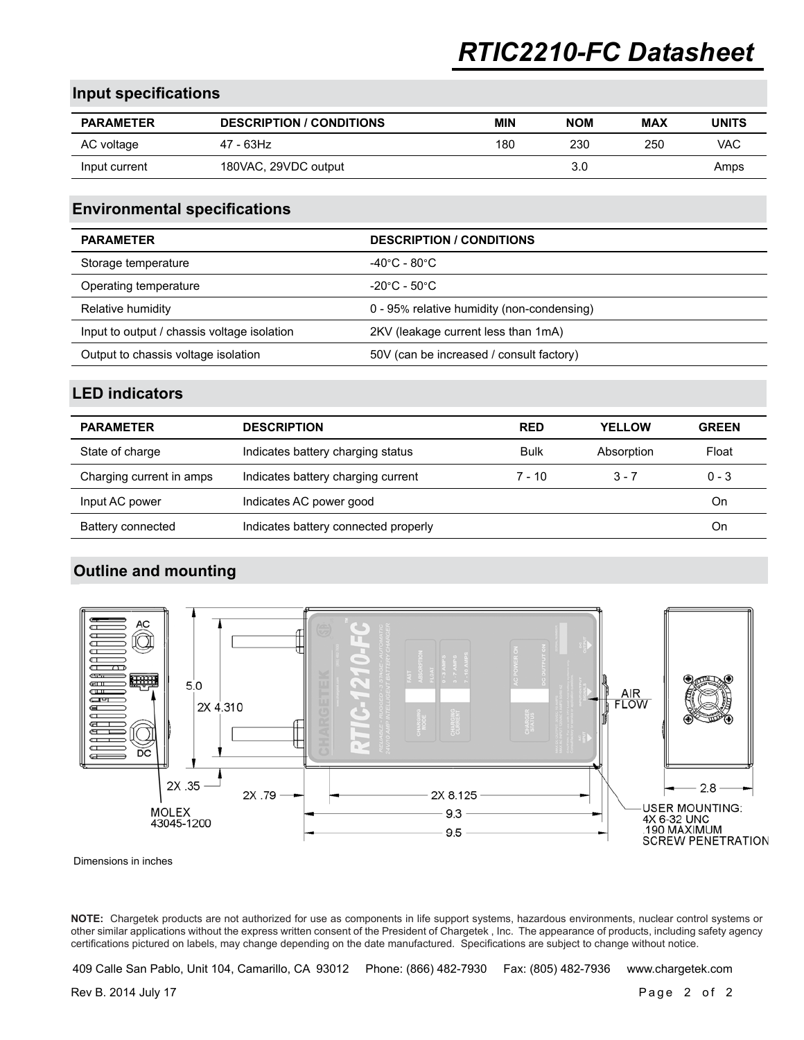# RTIC2210-FC Datasheet

## Input specifications

| PARAMETER | DESCRIPTION / CONDITIONS | MIN | NOM | MAX | UNITS |
|---|---|---|---|---|---|
| AC voltage | 47 - 63Hz | 180 | 230 | 250 | VAC |
| Input current | 180VAC, 29VDC output | | 3.0 | | Amps |

## Environmental specifications

| PARAMETER | DESCRIPTION / CONDITIONS |
|---|---|
| Storage temperature | -40°C - 80°C |
| Operating temperature | -20°C - 50°C |
| Relative humidity | 0 - 95% relative humidity (non-condensing) |
| Input to output / chassis voltage isolation | 2KV (leakage current less than 1mA) |
| Output to chassis voltage isolation | 50V (can be increased / consult factory) |

## LED indicators

| PARAMETER | DESCRIPTION | RED | YELLOW | GREEN |
|---|---|---|---|---|
| State of charge | Indicates battery charging status | Bulk | Absorption | Float |
| Charging current in amps | Indicates battery charging current | 7 - 10 | 3 - 7 | 0 - 3 |
| Input AC power | Indicates AC power good | | | On |
| Battery connected | Indicates battery connected properly | | | On |

## Outline and mounting

AC
DC
5.0
2X 4.310
2X .35
2X .79
2X 8.125
9.3
9.5
2.8
AIR FLOW
MOLEX 43045-1200
USER MOUNTING: 4X 6-32 UNC .190 MAXIMUM SCREW PENETRATION

Dimensions in inches

**NOTE:** Chargetek products are not authorized for use as components in life support systems, hazardous environments, nuclear control systems or other similar applications without the express written consent of the President of Chargetek , Inc. The appearance of products, including safety agency certifications pictured on labels, may change depending on the date manufactured. Specifications are subject to change without notice.

409 Calle San Pablo, Unit 104, Camarillo, CA 93012 Phone: (866) 482-7930 Fax: (805) 482-7936 www.chargetek.com

Rev B. 2014 July 17